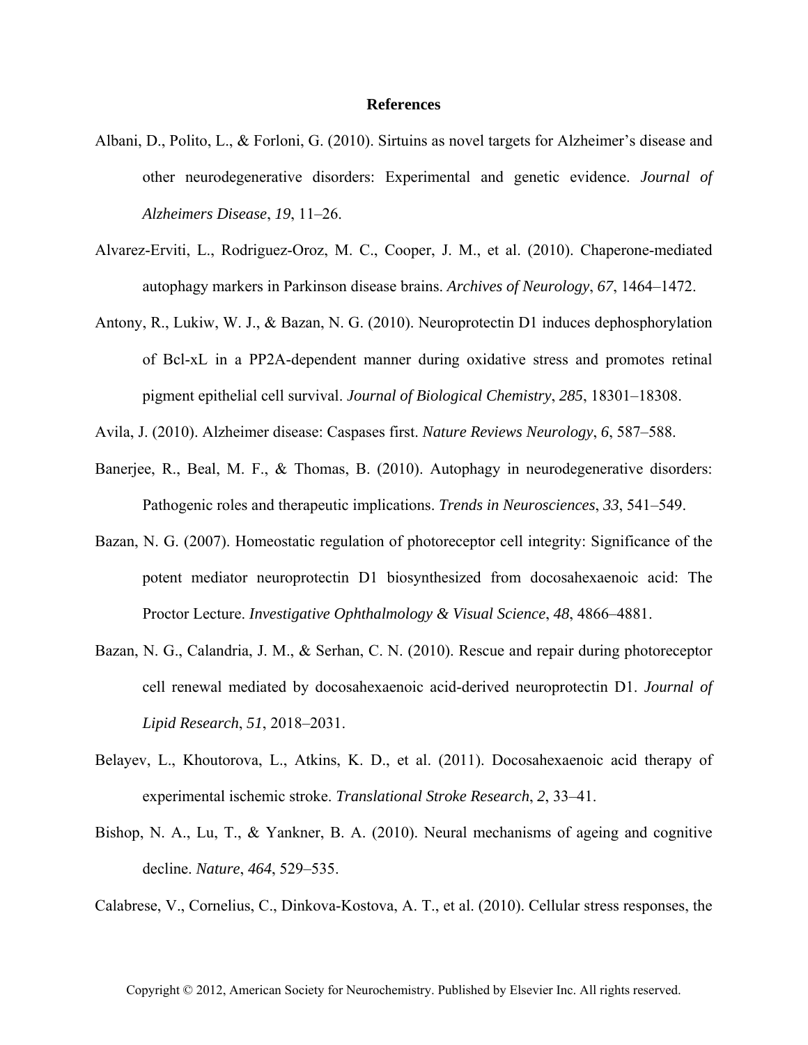# References

Albani, D., Polito, L., & Forloni, G. (2010). Sirtuins as novel targets for Alzheimer's disease and other neurodegenerative disorders: Experimental and genetic evidence. *Journal of Alzheimers Disease*, *19*, 11–26.

Alvarez-Erviti, L., Rodriguez-Oroz, M. C., Cooper, J. M., et al. (2010). Chaperone-mediated autophagy markers in Parkinson disease brains. *Archives of Neurology*, *67*, 1464–1472.

Antony, R., Lukiw, W. J., & Bazan, N. G. (2010). Neuroprotectin D1 induces dephosphorylation of Bcl-xL in a PP2A-dependent manner during oxidative stress and promotes retinal pigment epithelial cell survival. *Journal of Biological Chemistry*, *285*, 18301–18308.

Avila, J. (2010). Alzheimer disease: Caspases first. *Nature Reviews Neurology*, *6*, 587–588.

Banerjee, R., Beal, M. F., & Thomas, B. (2010). Autophagy in neurodegenerative disorders: Pathogenic roles and therapeutic implications. *Trends in Neurosciences*, *33*, 541–549.

Bazan, N. G. (2007). Homeostatic regulation of photoreceptor cell integrity: Significance of the potent mediator neuroprotectin D1 biosynthesized from docosahexaenoic acid: The Proctor Lecture. *Investigative Ophthalmology & Visual Science*, *48*, 4866–4881.

Bazan, N. G., Calandria, J. M., & Serhan, C. N. (2010). Rescue and repair during photoreceptor cell renewal mediated by docosahexaenoic acid-derived neuroprotectin D1. *Journal of Lipid Research*, *51*, 2018–2031.

Belayev, L., Khoutorova, L., Atkins, K. D., et al. (2011). Docosahexaenoic acid therapy of experimental ischemic stroke. *Translational Stroke Research*, *2*, 33–41.

Bishop, N. A., Lu, T., & Yankner, B. A. (2010). Neural mechanisms of ageing and cognitive decline. *Nature*, *464*, 529–535.

Calabrese, V., Cornelius, C., Dinkova-Kostova, A. T., et al. (2010). Cellular stress responses, the

Copyright © 2012, American Society for Neurochemistry. Published by Elsevier Inc. All rights reserved.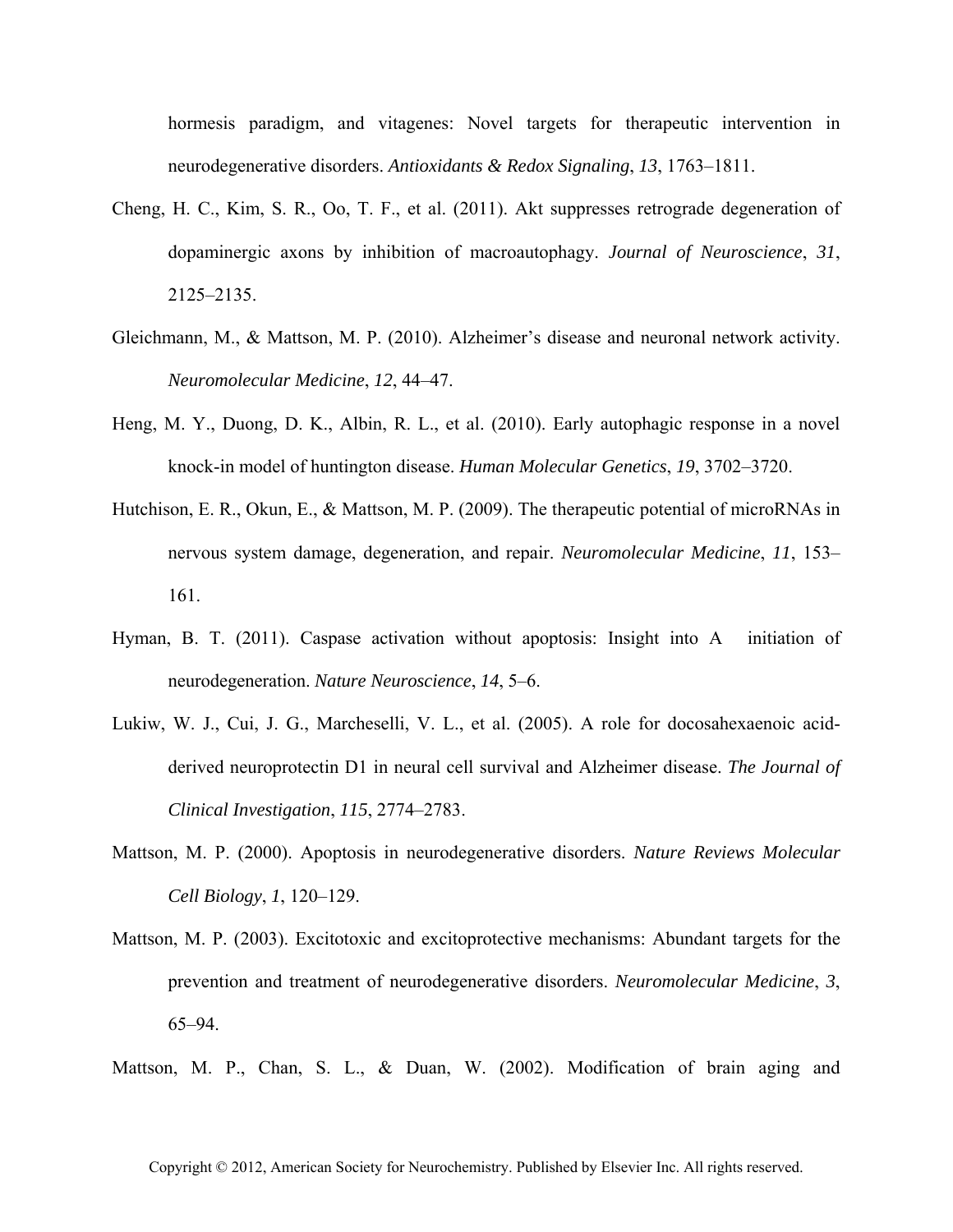hormesis paradigm, and vitagenes: Novel targets for therapeutic intervention in neurodegenerative disorders. *Antioxidants & Redox Signaling*, *13*, 1763–1811.

Cheng, H. C., Kim, S. R., Oo, T. F., et al. (2011). Akt suppresses retrograde degeneration of dopaminergic axons by inhibition of macroautophagy. *Journal of Neuroscience*, *31*, 2125–2135.

Gleichmann, M., & Mattson, M. P. (2010). Alzheimer's disease and neuronal network activity. *Neuromolecular Medicine*, *12*, 44–47.

Heng, M. Y., Duong, D. K., Albin, R. L., et al. (2010). Early autophagic response in a novel knock-in model of huntington disease. *Human Molecular Genetics*, *19*, 3702–3720.

Hutchison, E. R., Okun, E., & Mattson, M. P. (2009). The therapeutic potential of microRNAs in nervous system damage, degeneration, and repair. *Neuromolecular Medicine*, *11*, 153–161.

Hyman, B. T. (2011). Caspase activation without apoptosis: Insight into A initiation of neurodegeneration. *Nature Neuroscience*, *14*, 5–6.

Lukiw, W. J., Cui, J. G., Marcheselli, V. L., et al. (2005). A role for docosahexaenoic acid-derived neuroprotectin D1 in neural cell survival and Alzheimer disease. *The Journal of Clinical Investigation*, *115*, 2774–2783.

Mattson, M. P. (2000). Apoptosis in neurodegenerative disorders. *Nature Reviews Molecular Cell Biology*, *1*, 120–129.

Mattson, M. P. (2003). Excitotoxic and excitoprotective mechanisms: Abundant targets for the prevention and treatment of neurodegenerative disorders. *Neuromolecular Medicine*, *3*, 65–94.

Mattson, M. P., Chan, S. L., & Duan, W. (2002). Modification of brain aging and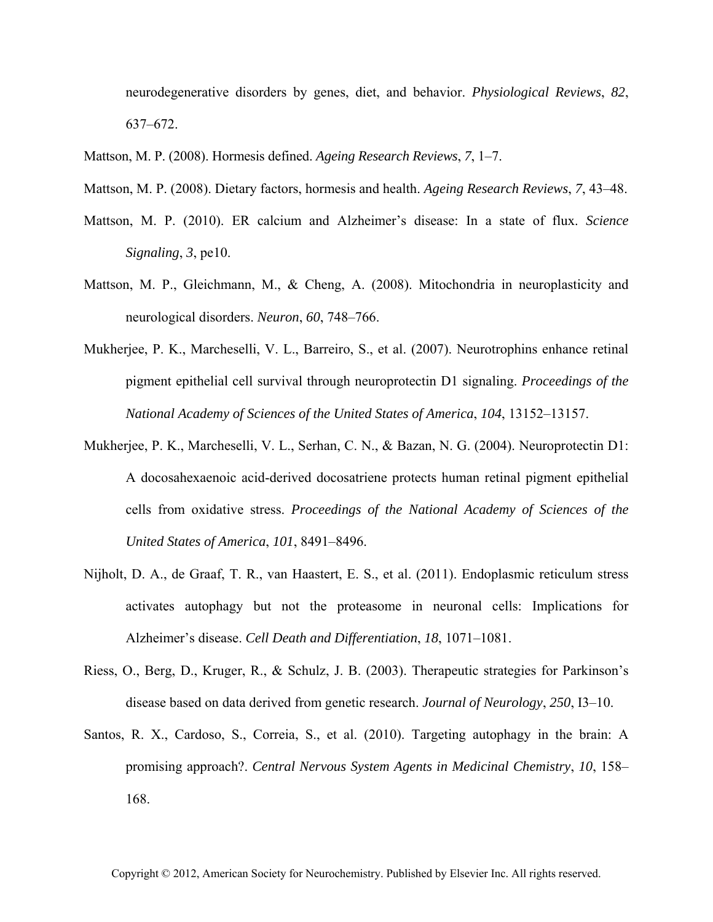neurodegenerative disorders by genes, diet, and behavior. *Physiological Reviews*, *82*, 637–672.

Mattson, M. P. (2008). Hormesis defined. *Ageing Research Reviews*, *7*, 1–7.

Mattson, M. P. (2008). Dietary factors, hormesis and health. *Ageing Research Reviews*, *7*, 43–48.

Mattson, M. P. (2010). ER calcium and Alzheimer's disease: In a state of flux. *Science Signaling*, *3*, pe10.

Mattson, M. P., Gleichmann, M., & Cheng, A. (2008). Mitochondria in neuroplasticity and neurological disorders. *Neuron*, *60*, 748–766.

Mukherjee, P. K., Marcheselli, V. L., Barreiro, S., et al. (2007). Neurotrophins enhance retinal pigment epithelial cell survival through neuroprotectin D1 signaling. *Proceedings of the National Academy of Sciences of the United States of America*, *104*, 13152–13157.

Mukherjee, P. K., Marcheselli, V. L., Serhan, C. N., & Bazan, N. G. (2004). Neuroprotectin D1: A docosahexaenoic acid-derived docosatriene protects human retinal pigment epithelial cells from oxidative stress. *Proceedings of the National Academy of Sciences of the United States of America*, *101*, 8491–8496.

Nijholt, D. A., de Graaf, T. R., van Haastert, E. S., et al. (2011). Endoplasmic reticulum stress activates autophagy but not the proteasome in neuronal cells: Implications for Alzheimer's disease. *Cell Death and Differentiation*, *18*, 1071–1081.

Riess, O., Berg, D., Kruger, R., & Schulz, J. B. (2003). Therapeutic strategies for Parkinson's disease based on data derived from genetic research. *Journal of Neurology*, *250*, I3–10.

Santos, R. X., Cardoso, S., Correia, S., et al. (2010). Targeting autophagy in the brain: A promising approach?. *Central Nervous System Agents in Medicinal Chemistry*, *10*, 158–168.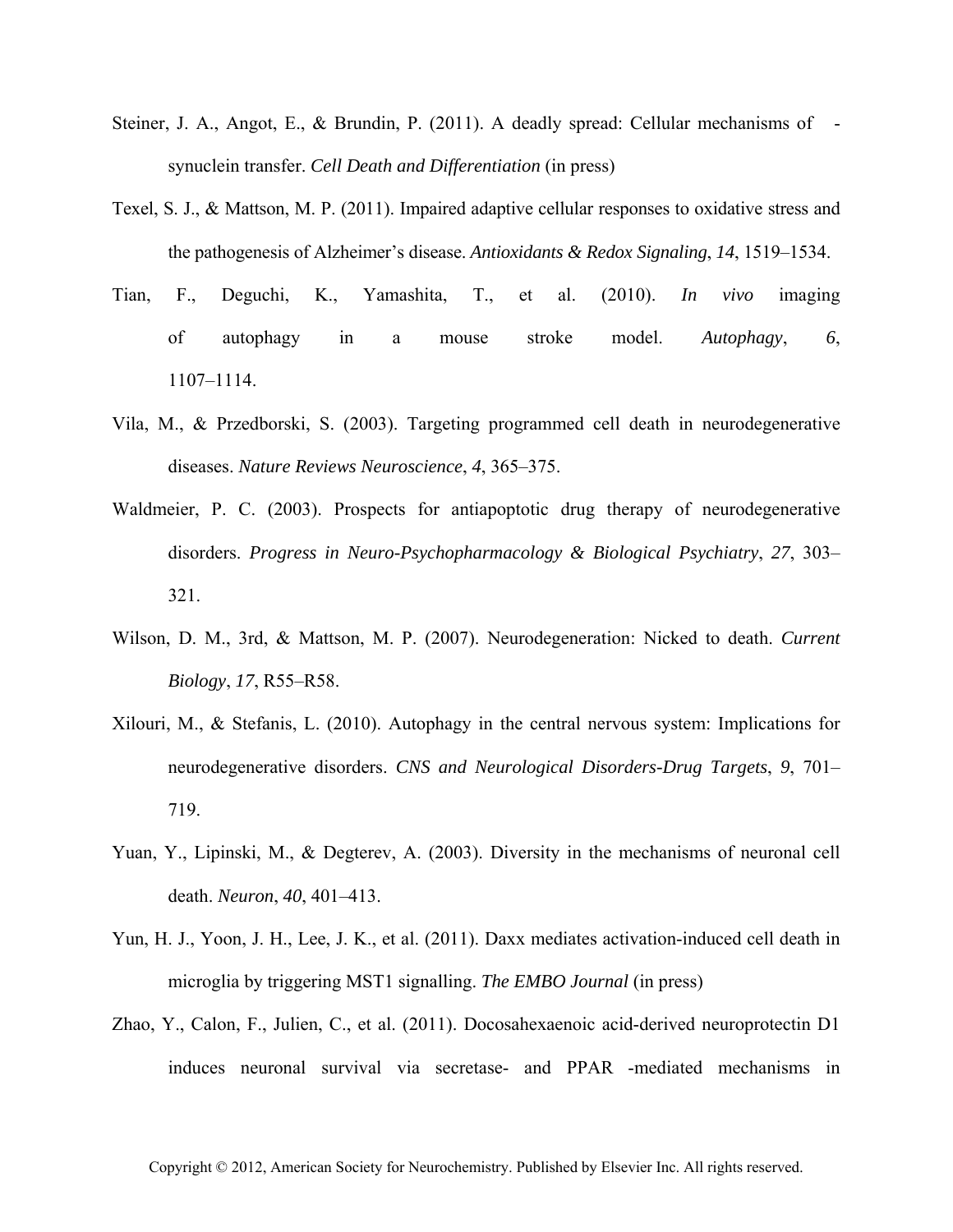Steiner, J. A., Angot, E., & Brundin, P. (2011). A deadly spread: Cellular mechanisms of -synuclein transfer. *Cell Death and Differentiation* (in press)

Texel, S. J., & Mattson, M. P. (2011). Impaired adaptive cellular responses to oxidative stress and the pathogenesis of Alzheimer's disease. *Antioxidants & Redox Signaling*, *14*, 1519–1534.

Tian, F., Deguchi, K., Yamashita, T., et al. (2010). *In vivo* imaging of autophagy in a mouse stroke model. *Autophagy*, *6*, 1107–1114.

Vila, M., & Przedborski, S. (2003). Targeting programmed cell death in neurodegenerative diseases. *Nature Reviews Neuroscience*, *4*, 365–375.

Waldmeier, P. C. (2003). Prospects for antiapoptotic drug therapy of neurodegenerative disorders. *Progress in Neuro-Psychopharmacology & Biological Psychiatry*, *27*, 303–321.

Wilson, D. M., 3rd, & Mattson, M. P. (2007). Neurodegeneration: Nicked to death. *Current Biology*, *17*, R55–R58.

Xilouri, M., & Stefanis, L. (2010). Autophagy in the central nervous system: Implications for neurodegenerative disorders. *CNS and Neurological Disorders-Drug Targets*, *9*, 701–719.

Yuan, Y., Lipinski, M., & Degterev, A. (2003). Diversity in the mechanisms of neuronal cell death. *Neuron*, *40*, 401–413.

Yun, H. J., Yoon, J. H., Lee, J. K., et al. (2011). Daxx mediates activation-induced cell death in microglia by triggering MST1 signalling. *The EMBO Journal* (in press)

Zhao, Y., Calon, F., Julien, C., et al. (2011). Docosahexaenoic acid-derived neuroprotectin D1 induces neuronal survival via secretase- and PPAR -mediated mechanisms in

Copyright © 2012, American Society for Neurochemistry. Published by Elsevier Inc. All rights reserved.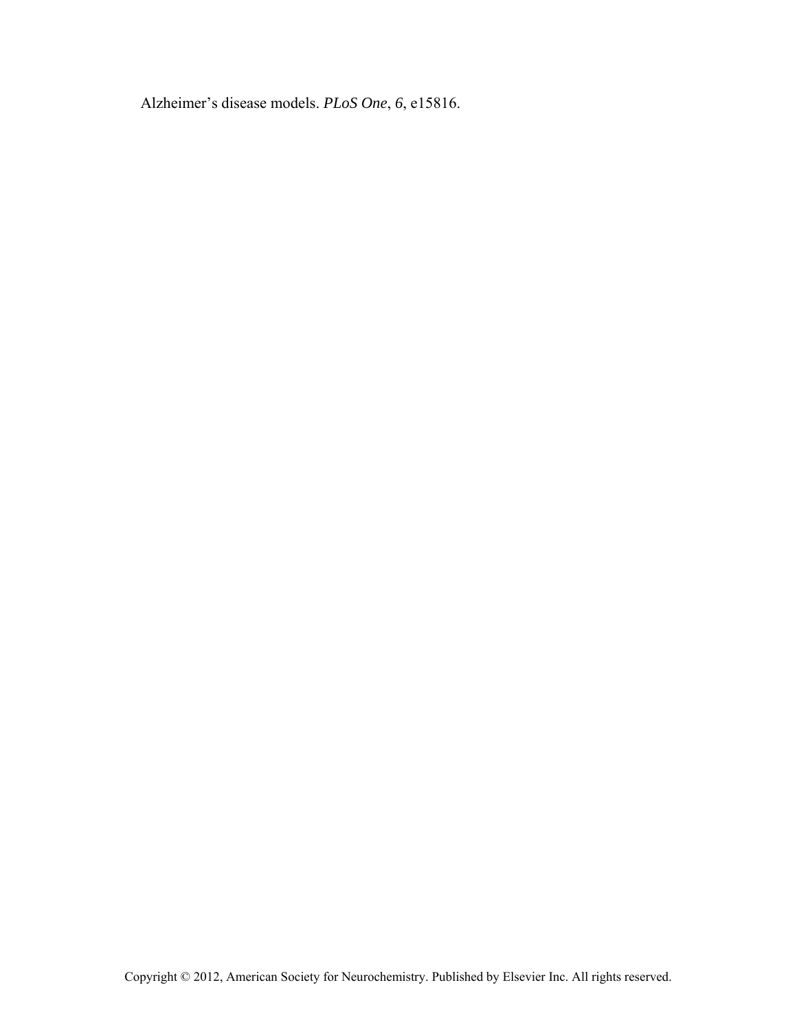Alzheimer's disease models. *PLoS One*, *6*, e15816.

Copyright © 2012, American Society for Neurochemistry. Published by Elsevier Inc. All rights reserved.